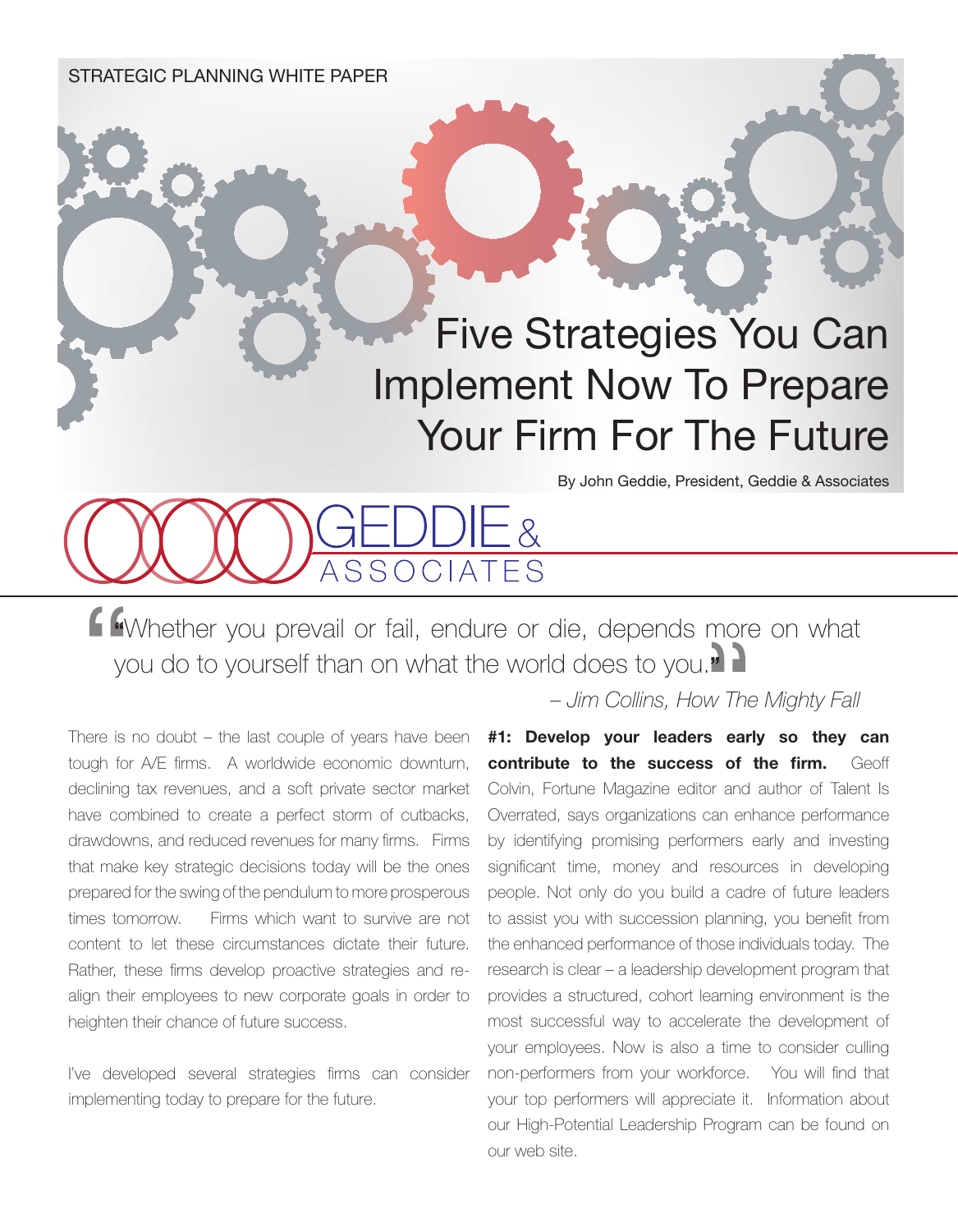STRATEGIC PLANNING WHITE PAPER

# Five Strategies You Can Implement Now To Prepare Your Firm For The Future

By John Geddie, President, Geddie & Associates

GEDDIE & ASSOCIATES

> "Whether you prevail or fail, endure or die, depends more on what you do to yourself than on what the world does to you."
>
> – *Jim Collins, How The Mighty Fall*

There is no doubt – the last couple of years have been tough for A/E firms. A worldwide economic downturn, declining tax revenues, and a soft private sector market have combined to create a perfect storm of cutbacks, drawdowns, and reduced revenues for many firms. Firms that make key strategic decisions today will be the ones prepared for the swing of the pendulum to more prosperous times tomorrow. Firms which want to survive are not content to let these circumstances dictate their future. Rather, these firms develop proactive strategies and re-align their employees to new corporate goals in order to heighten their chance of future success.

I've developed several strategies firms can consider implementing today to prepare for the future.

**#1: Develop your leaders early so they can contribute to the success of the firm.** Geoff Colvin, Fortune Magazine editor and author of Talent Is Overrated, says organizations can enhance performance by identifying promising performers early and investing significant time, money and resources in developing people. Not only do you build a cadre of future leaders to assist you with succession planning, you benefit from the enhanced performance of those individuals today. The research is clear – a leadership development program that provides a structured, cohort learning environment is the most successful way to accelerate the development of your employees. Now is also a time to consider culling non-performers from your workforce. You will find that your top performers will appreciate it. Information about our High-Potential Leadership Program can be found on our web site.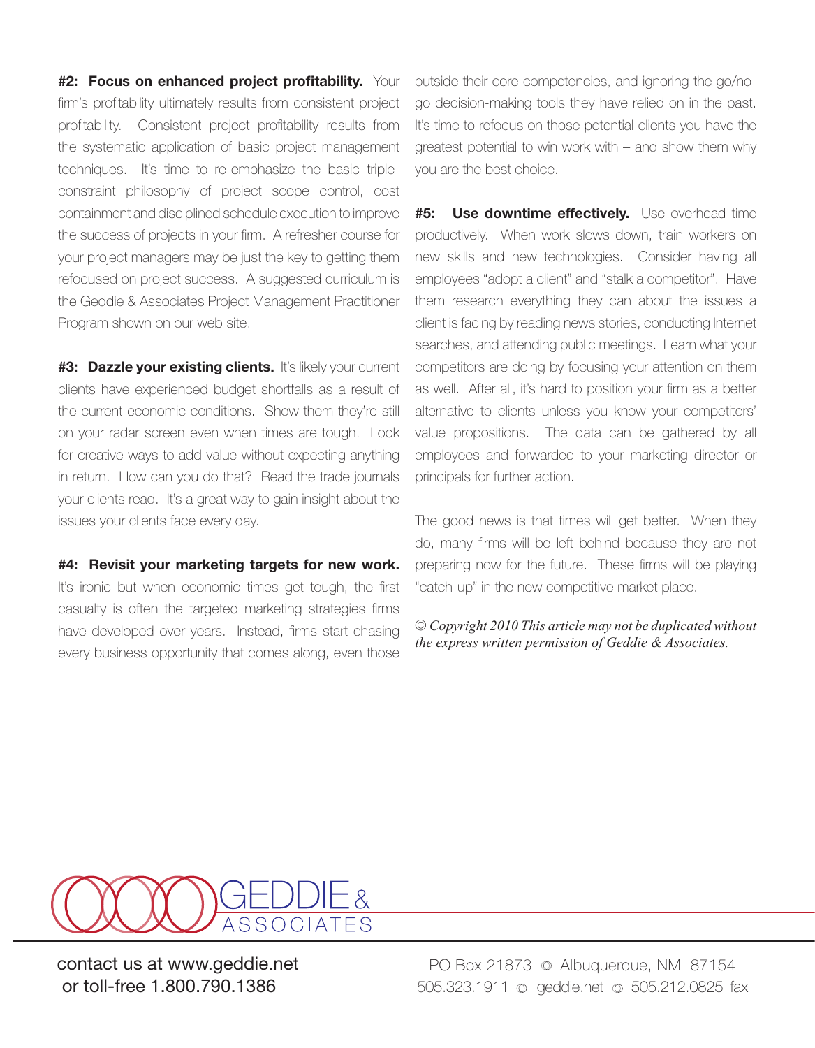**#2: Focus on enhanced project profitability.** Your firm's profitability ultimately results from consistent project profitability. Consistent project profitability results from the systematic application of basic project management techniques. It's time to re-emphasize the basic triple-constraint philosophy of project scope control, cost containment and disciplined schedule execution to improve the success of projects in your firm. A refresher course for your project managers may be just the key to getting them refocused on project success. A suggested curriculum is the Geddie & Associates Project Management Practitioner Program shown on our web site.

**#3: Dazzle your existing clients.** It's likely your current clients have experienced budget shortfalls as a result of the current economic conditions. Show them they're still on your radar screen even when times are tough. Look for creative ways to add value without expecting anything in return. How can you do that? Read the trade journals your clients read. It's a great way to gain insight about the issues your clients face every day.

**#4: Revisit your marketing targets for new work.** It's ironic but when economic times get tough, the first casualty is often the targeted marketing strategies firms have developed over years. Instead, firms start chasing every business opportunity that comes along, even those outside their core competencies, and ignoring the go/no-go decision-making tools they have relied on in the past. It's time to refocus on those potential clients you have the greatest potential to win work with – and show them why you are the best choice.

**#5: Use downtime effectively.** Use overhead time productively. When work slows down, train workers on new skills and new technologies. Consider having all employees "adopt a client" and "stalk a competitor". Have them research everything they can about the issues a client is facing by reading news stories, conducting Internet searches, and attending public meetings. Learn what your competitors are doing by focusing your attention on them as well. After all, it's hard to position your firm as a better alternative to clients unless you know your competitors' value propositions. The data can be gathered by all employees and forwarded to your marketing director or principals for further action.

The good news is that times will get better. When they do, many firms will be left behind because they are not preparing now for the future. These firms will be playing "catch-up" in the new competitive market place.

*© Copyright 2010 This article may not be duplicated without the express written permission of Geddie & Associates.*

GEDDIE & ASSOCIATES

contact us at www.geddie.net
or toll-free 1.800.790.1386

PO Box 21873 ◎ Albuquerque, NM 87154
505.323.1911 ◎ geddie.net ◎ 505.212.0825 fax